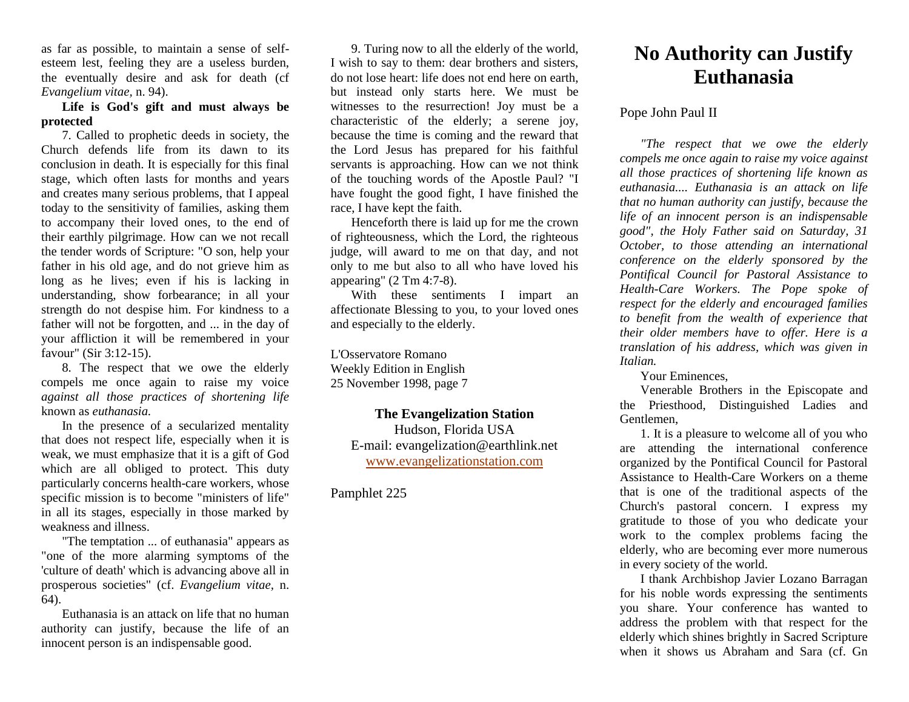as far as possible, to maintain a sense of self-esteem lest, feeling they are a useless burden, the eventually desire and ask for death (cf *Evangelium vitae,* n. 94).

**Life is God's gift and must always be protected**

7. Called to prophetic deeds in society, the Church defends life from its dawn to its conclusion in death. It is especially for this final stage, which often lasts for months and years and creates many serious problems, that I appeal today to the sensitivity of families, asking them to accompany their loved ones, to the end of their earthly pilgrimage. How can we not recall the tender words of Scripture: "O son, help your father in his old age, and do not grieve him as long as he lives; even if his is lacking in understanding, show forbearance; in all your strength do not despise him. For kindness to a father will not be forgotten, and ... in the day of your affliction it will be remembered in your favour" (Sir 3:12-15).

8. The respect that we owe the elderly compels me once again to raise my voice *against all those practices of shortening life* known as *euthanasia.*

In the presence of a secularized mentality that does not respect life, especially when it is weak, we must emphasize that it is a gift of God which are all obliged to protect. This duty particularly concerns health-care workers, whose specific mission is to become "ministers of life" in all its stages, especially in those marked by weakness and illness.

"The temptation ... of euthanasia" appears as "one of the more alarming symptoms of the 'culture of death' which is advancing above all in prosperous societies" (cf. *Evangelium vitae,* n. 64).

Euthanasia is an attack on life that no human authority can justify, because the life of an innocent person is an indispensable good.

9. Turing now to all the elderly of the world, I wish to say to them: dear brothers and sisters, do not lose heart: life does not end here on earth, but instead only starts here. We must be witnesses to the resurrection! Joy must be a characteristic of the elderly; a serene joy, because the time is coming and the reward that the Lord Jesus has prepared for his faithful servants is approaching. How can we not think of the touching words of the Apostle Paul? "I have fought the good fight, I have finished the race, I have kept the faith.

Henceforth there is laid up for me the crown of righteousness, which the Lord, the righteous judge, will award to me on that day, and not only to me but also to all who have loved his appearing" (2 Tm 4:7-8).

With these sentiments I impart an affectionate Blessing to you, to your loved ones and especially to the elderly.

L'Osservatore Romano
Weekly Edition in English
25 November 1998, page 7

**The Evangelization Station**
Hudson, Florida USA
E-mail: evangelization@earthlink.net
www.evangelizationstation.com

Pamphlet 225

# No Authority can Justify Euthanasia

Pope John Paul II

*"The respect that we owe the elderly compels me once again to raise my voice against all those practices of shortening life known as euthanasia.... Euthanasia is an attack on life that no human authority can justify, because the life of an innocent person is an indispensable good", the Holy Father said on Saturday, 31 October, to those attending an international conference on the elderly sponsored by the Pontifical Council for Pastoral Assistance to Health-Care Workers. The Pope spoke of respect for the elderly and encouraged families to benefit from the wealth of experience that their older members have to offer. Here is a translation of his address, which was given in Italian.*

Your Eminences,

Venerable Brothers in the Episcopate and the Priesthood, Distinguished Ladies and Gentlemen,

1. It is a pleasure to welcome all of you who are attending the international conference organized by the Pontifical Council for Pastoral Assistance to Health-Care Workers on a theme that is one of the traditional aspects of the Church's pastoral concern. I express my gratitude to those of you who dedicate your work to the complex problems facing the elderly, who are becoming ever more numerous in every society of the world.

I thank Archbishop Javier Lozano Barragan for his noble words expressing the sentiments you share. Your conference has wanted to address the problem with that respect for the elderly which shines brightly in Sacred Scripture when it shows us Abraham and Sara (cf. Gn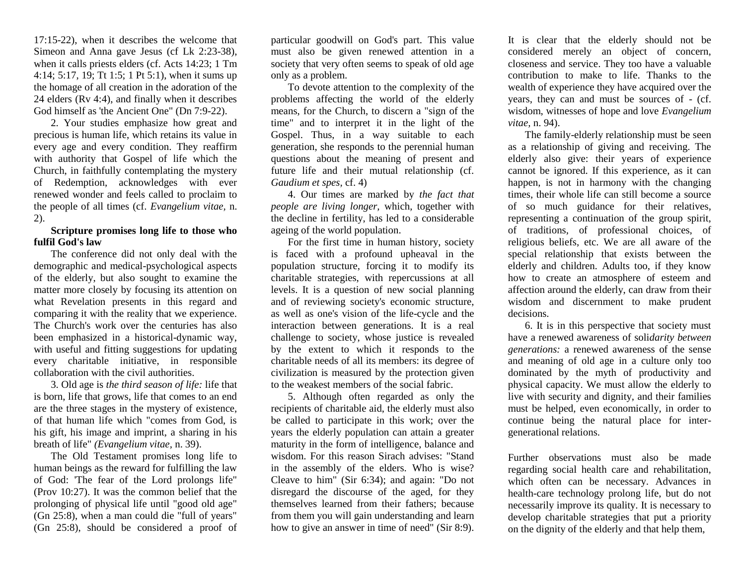17:15-22), when it describes the welcome that Simeon and Anna gave Jesus (cf Lk 2:23-38), when it calls priests elders (cf. Acts 14:23; 1 Tm 4:14; 5:17, 19; Tt 1:5; 1 Pt 5:1), when it sums up the homage of all creation in the adoration of the 24 elders (Rv 4:4), and finally when it describes God himself as 'the Ancient One" (Dn 7:9-22).

2. Your studies emphasize how great and precious is human life, which retains its value in every age and every condition. They reaffirm with authority that Gospel of life which the Church, in faithfully contemplating the mystery of Redemption, acknowledges with ever renewed wonder and feels called to proclaim to the people of all times (cf. *Evangelium vitae,* n. 2).

**Scripture promises long life to those who fulfil God's law**

The conference did not only deal with the demographic and medical-psychological aspects of the elderly, but also sought to examine the matter more closely by focusing its attention on what Revelation presents in this regard and comparing it with the reality that we experience. The Church's work over the centuries has also been emphasized in a historical-dynamic way, with useful and fitting suggestions for updating every charitable initiative, in responsible collaboration with the civil authorities.

3. Old age is *the third season of life:* life that is born, life that grows, life that comes to an end are the three stages in the mystery of existence, of that human life which "comes from God, is his gift, his image and imprint, a sharing in his breath of life" *(Evangelium vitae,* n. 39).

The Old Testament promises long life to human beings as the reward for fulfilling the law of God: 'The fear of the Lord prolongs life" (Prov 10:27). It was the common belief that the prolonging of physical life until "good old age" (Gn 25:8), when a man could die "full of years" (Gn 25:8), should be considered a proof of particular goodwill on God's part. This value must also be given renewed attention in a society that very often seems to speak of old age only as a problem.

To devote attention to the complexity of the problems affecting the world of the elderly means, for the Church, to discern a "sign of the time" and to interpret it in the light of the Gospel. Thus, in a way suitable to each generation, she responds to the perennial human questions about the meaning of present and future life and their mutual relationship (cf. *Gaudium et spes,* cf. 4)

4. Our times are marked by *the fact that people are living longer,* which, together with the decline in fertility, has led to a considerable ageing of the world population.

For the first time in human history, society is faced with a profound upheaval in the population structure, forcing it to modify its charitable strategies, with repercussions at all levels. It is a question of new social planning and of reviewing society's economic structure, as well as one's vision of the life-cycle and the interaction between generations. It is a real challenge to society, whose justice is revealed by the extent to which it responds to the charitable needs of all its members: its degree of civilization is measured by the protection given to the weakest members of the social fabric.

5. Although often regarded as only the recipients of charitable aid, the elderly must also be called to participate in this work; over the years the elderly population can attain a greater maturity in the form of intelligence, balance and wisdom. For this reason Sirach advises: "Stand in the assembly of the elders. Who is wise? Cleave to him" (Sir 6:34); and again: "Do not disregard the discourse of the aged, for they themselves learned from their fathers; because from them you will gain understanding and learn how to give an answer in time of need" (Sir 8:9).

It is clear that the elderly should not be considered merely an object of concern, closeness and service. They too have a valuable contribution to make to life. Thanks to the wealth of experience they have acquired over the years, they can and must be sources of - (cf. wisdom, witnesses of hope and love *Evangelium vitae,* n. 94).

The family-elderly relationship must be seen as a relationship of giving and receiving. The elderly also give: their years of experience cannot be ignored. If this experience, as it can happen, is not in harmony with the changing times, their whole life can still become a source of so much guidance for their relatives, representing a continuation of the group spirit, of traditions, of professional choices, of religious beliefs, etc. We are all aware of the special relationship that exists between the elderly and children. Adults too, if they know how to create an atmosphere of esteem and affection around the elderly, can draw from their wisdom and discernment to make prudent decisions.

6. It is in this perspective that society must have a renewed awareness of soli*darity between generations:* a renewed awareness of the sense and meaning of old age in a culture only too dominated by the myth of productivity and physical capacity. We must allow the elderly to live with security and dignity, and their families must be helped, even economically, in order to continue being the natural place for inter-generational relations.

Further observations must also be made regarding social health care and rehabilitation, which often can be necessary. Advances in health-care technology prolong life, but do not necessarily improve its quality. It is necessary to develop charitable strategies that put a priority on the dignity of the elderly and that help them,